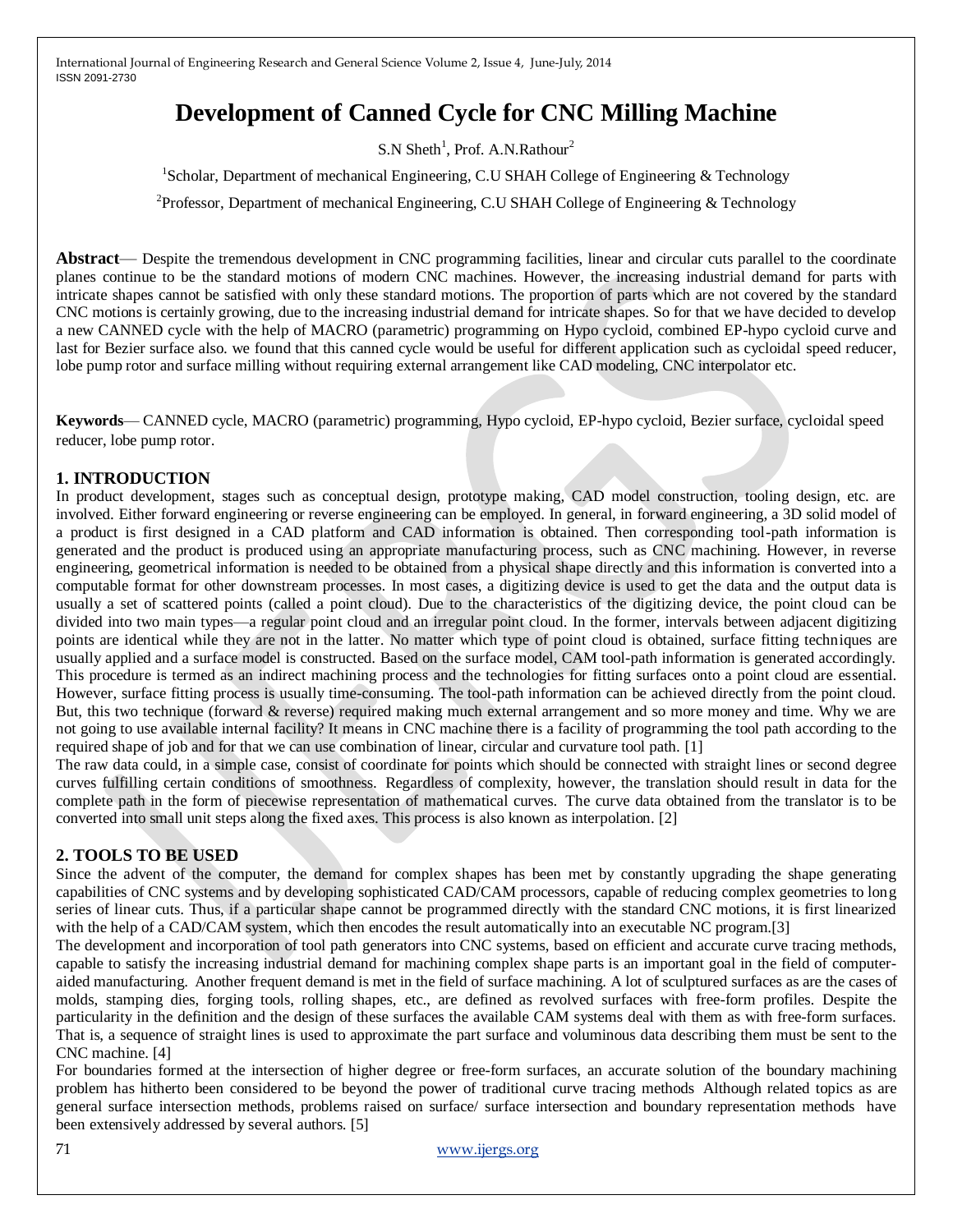# Development of Canned Cycle for CNC Milling Machine

S.N Sheth[1], Prof. A.N.Rathour[2]

[1]Scholar, Department of mechanical Engineering, C.U SHAH College of Engineering & Technology

[2]Professor, Department of mechanical Engineering, C.U SHAH College of Engineering & Technology

**Abstract**— Despite the tremendous development in CNC programming facilities, linear and circular cuts parallel to the coordinate planes continue to be the standard motions of modern CNC machines. However, the increasing industrial demand for parts with intricate shapes cannot be satisfied with only these standard motions. The proportion of parts which are not covered by the standard CNC motions is certainly growing, due to the increasing industrial demand for intricate shapes. So for that we have decided to develop a new CANNED cycle with the help of MACRO (parametric) programming on Hypo cycloid, combined EP-hypo cycloid curve and last for Bezier surface also. we found that this canned cycle would be useful for different application such as cycloidal speed reducer, lobe pump rotor and surface milling without requiring external arrangement like CAD modeling, CNC interpolator etc.

**Keywords**— CANNED cycle, MACRO (parametric) programming, Hypo cycloid, EP-hypo cycloid, Bezier surface, cycloidal speed reducer, lobe pump rotor.

## 1. INTRODUCTION

In product development, stages such as conceptual design, prototype making, CAD model construction, tooling design, etc. are involved. Either forward engineering or reverse engineering can be employed. In general, in forward engineering, a 3D solid model of a product is first designed in a CAD platform and CAD information is obtained. Then corresponding tool-path information is generated and the product is produced using an appropriate manufacturing process, such as CNC machining. However, in reverse engineering, geometrical information is needed to be obtained from a physical shape directly and this information is converted into a computable format for other downstream processes. In most cases, a digitizing device is used to get the data and the output data is usually a set of scattered points (called a point cloud). Due to the characteristics of the digitizing device, the point cloud can be divided into two main types—a regular point cloud and an irregular point cloud. In the former, intervals between adjacent digitizing points are identical while they are not in the latter. No matter which type of point cloud is obtained, surface fitting techniques are usually applied and a surface model is constructed. Based on the surface model, CAM tool-path information is generated accordingly. This procedure is termed as an indirect machining process and the technologies for fitting surfaces onto a point cloud are essential. However, surface fitting process is usually time-consuming. The tool-path information can be achieved directly from the point cloud. But, this two technique (forward & reverse) required making much external arrangement and so more money and time. Why we are not going to use available internal facility? It means in CNC machine there is a facility of programming the tool path according to the required shape of job and for that we can use combination of linear, circular and curvature tool path. [1]

The raw data could, in a simple case, consist of coordinate for points which should be connected with straight lines or second degree curves fulfilling certain conditions of smoothness. Regardless of complexity, however, the translation should result in data for the complete path in the form of piecewise representation of mathematical curves. The curve data obtained from the translator is to be converted into small unit steps along the fixed axes. This process is also known as interpolation. [2]

## 2. TOOLS TO BE USED

Since the advent of the computer, the demand for complex shapes has been met by constantly upgrading the shape generating capabilities of CNC systems and by developing sophisticated CAD/CAM processors, capable of reducing complex geometries to long series of linear cuts. Thus, if a particular shape cannot be programmed directly with the standard CNC motions, it is first linearized with the help of a CAD/CAM system, which then encodes the result automatically into an executable NC program.[3]

The development and incorporation of tool path generators into CNC systems, based on efficient and accurate curve tracing methods, capable to satisfy the increasing industrial demand for machining complex shape parts is an important goal in the field of computer-aided manufacturing. Another frequent demand is met in the field of surface machining. A lot of sculptured surfaces as are the cases of molds, stamping dies, forging tools, rolling shapes, etc., are defined as revolved surfaces with free-form profiles. Despite the particularity in the definition and the design of these surfaces the available CAM systems deal with them as with free-form surfaces. That is, a sequence of straight lines is used to approximate the part surface and voluminous data describing them must be sent to the CNC machine. [4]

For boundaries formed at the intersection of higher degree or free-form surfaces, an accurate solution of the boundary machining problem has hitherto been considered to be beyond the power of traditional curve tracing methods Although related topics as are general surface intersection methods, problems raised on surface/ surface intersection and boundary representation methods have been extensively addressed by several authors. [5]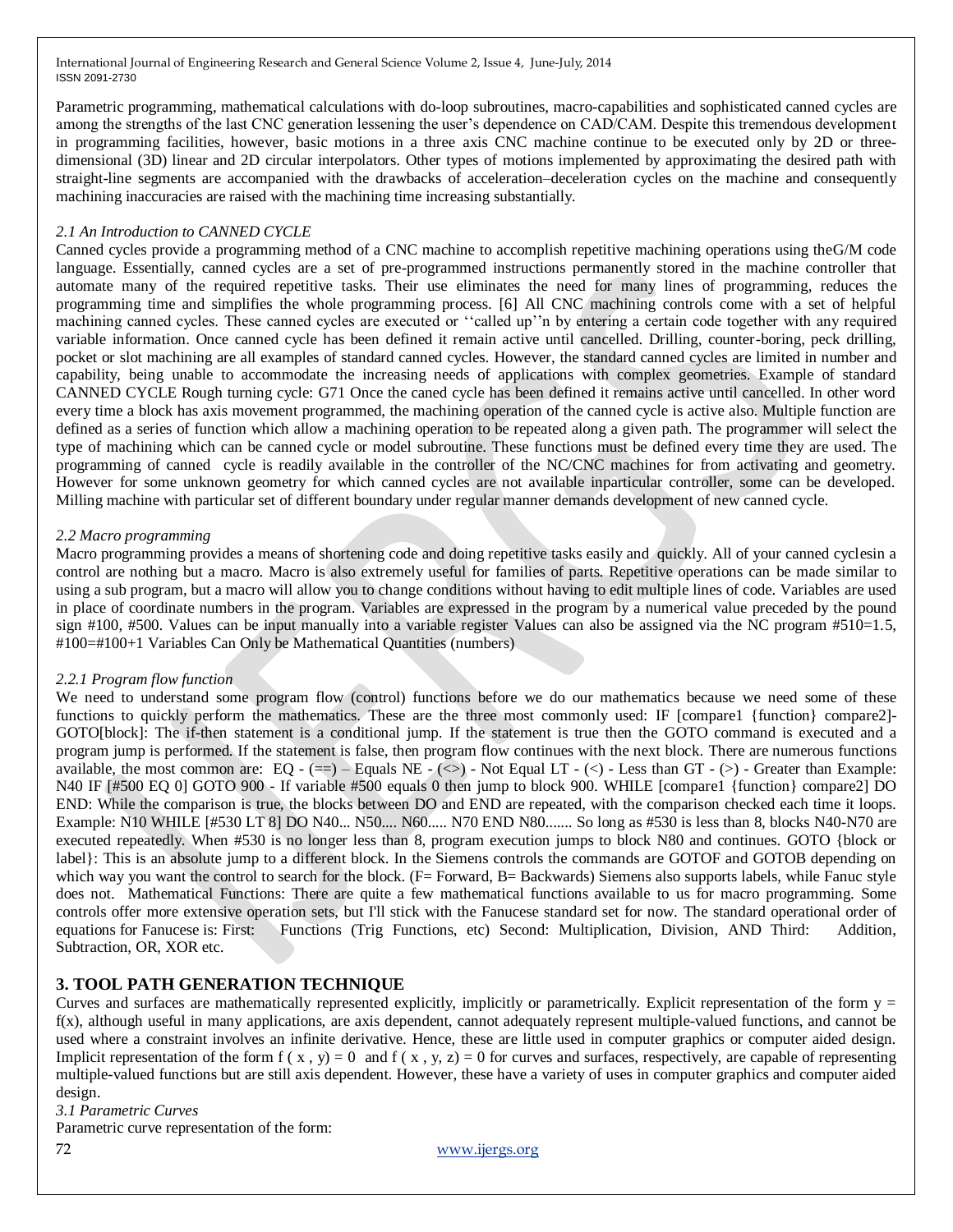Parametric programming, mathematical calculations with do-loop subroutines, macro-capabilities and sophisticated canned cycles are among the strengths of the last CNC generation lessening the user's dependence on CAD/CAM. Despite this tremendous development in programming facilities, however, basic motions in a three axis CNC machine continue to be executed only by 2D or three-dimensional (3D) linear and 2D circular interpolators. Other types of motions implemented by approximating the desired path with straight-line segments are accompanied with the drawbacks of acceleration–deceleration cycles on the machine and consequently machining inaccuracies are raised with the machining time increasing substantially.

### *2.1 An Introduction to CANNED CYCLE*

Canned cycles provide a programming method of a CNC machine to accomplish repetitive machining operations using theG/M code language. Essentially, canned cycles are a set of pre-programmed instructions permanently stored in the machine controller that automate many of the required repetitive tasks. Their use eliminates the need for many lines of programming, reduces the programming time and simplifies the whole programming process. [6] All CNC machining controls come with a set of helpful machining canned cycles. These canned cycles are executed or ''called up''n by entering a certain code together with any required variable information. Once canned cycle has been defined it remain active until cancelled. Drilling, counter-boring, peck drilling, pocket or slot machining are all examples of standard canned cycles. However, the standard canned cycles are limited in number and capability, being unable to accommodate the increasing needs of applications with complex geometries. Example of standard CANNED CYCLE Rough turning cycle: G71 Once the caned cycle has been defined it remains active until cancelled. In other word every time a block has axis movement programmed, the machining operation of the canned cycle is active also. Multiple function are defined as a series of function which allow a machining operation to be repeated along a given path. The programmer will select the type of machining which can be canned cycle or model subroutine. These functions must be defined every time they are used. The programming of canned cycle is readily available in the controller of the NC/CNC machines for from activating and geometry. However for some unknown geometry for which canned cycles are not available inparticular controller, some can be developed. Milling machine with particular set of different boundary under regular manner demands development of new canned cycle.

### *2.2 Macro programming*

Macro programming provides a means of shortening code and doing repetitive tasks easily and quickly. All of your canned cyclesin a control are nothing but a macro. Macro is also extremely useful for families of parts. Repetitive operations can be made similar to using a sub program, but a macro will allow you to change conditions without having to edit multiple lines of code. Variables are used in place of coordinate numbers in the program. Variables are expressed in the program by a numerical value preceded by the pound sign #100, #500. Values can be input manually into a variable register Values can also be assigned via the NC program #510=1.5, #100=#100+1 Variables Can Only be Mathematical Quantities (numbers)

#### *2.2.1 Program flow function*

We need to understand some program flow (control) functions before we do our mathematics because we need some of these functions to quickly perform the mathematics. These are the three most commonly used: IF [compare1 {function} compare2]-GOTO[block]: The if-then statement is a conditional jump. If the statement is true then the GOTO command is executed and a program jump is performed. If the statement is false, then program flow continues with the next block. There are numerous functions available, the most common are: EQ - (==) – Equals NE - (<>) - Not Equal LT - (<) - Less than GT - (>) - Greater than Example: N40 IF [#500 EQ 0] GOTO 900 - If variable #500 equals 0 then jump to block 900. WHILE [compare1 {function} compare2] DO END: While the comparison is true, the blocks between DO and END are repeated, with the comparison checked each time it loops. Example: N10 WHILE [#530 LT 8] DO N40... N50.... N60..... N70 END N80....... So long as #530 is less than 8, blocks N40-N70 are executed repeatedly. When #530 is no longer less than 8, program execution jumps to block N80 and continues. GOTO {block or label}: This is an absolute jump to a different block. In the Siemens controls the commands are GOTOF and GOTOB depending on which way you want the control to search for the block. (F= Forward, B= Backwards) Siemens also supports labels, while Fanuc style does not. Mathematical Functions: There are quite a few mathematical functions available to us for macro programming. Some controls offer more extensive operation sets, but I'll stick with the Fanucese standard set for now. The standard operational order of equations for Fanucese is: First: Functions (Trig Functions, etc) Second: Multiplication, Division, AND Third: Addition, Subtraction, OR, XOR etc.

## 3. TOOL PATH GENERATION TECHNIQUE

Curves and surfaces are mathematically represented explicitly, implicitly or parametrically. Explicit representation of the form $y = f(x)$, although useful in many applications, are axis dependent, cannot adequately represent multiple-valued functions, and cannot be used where a constraint involves an infinite derivative. Hence, these are little used in computer graphics or computer aided design. Implicit representation of the form $f(x, y) = 0$ and $f(x, y, z) = 0$ for curves and surfaces, respectively, are capable of representing multiple-valued functions but are still axis dependent. However, these have a variety of uses in computer graphics and computer aided design.

### *3.1 Parametric Curves*

Parametric curve representation of the form: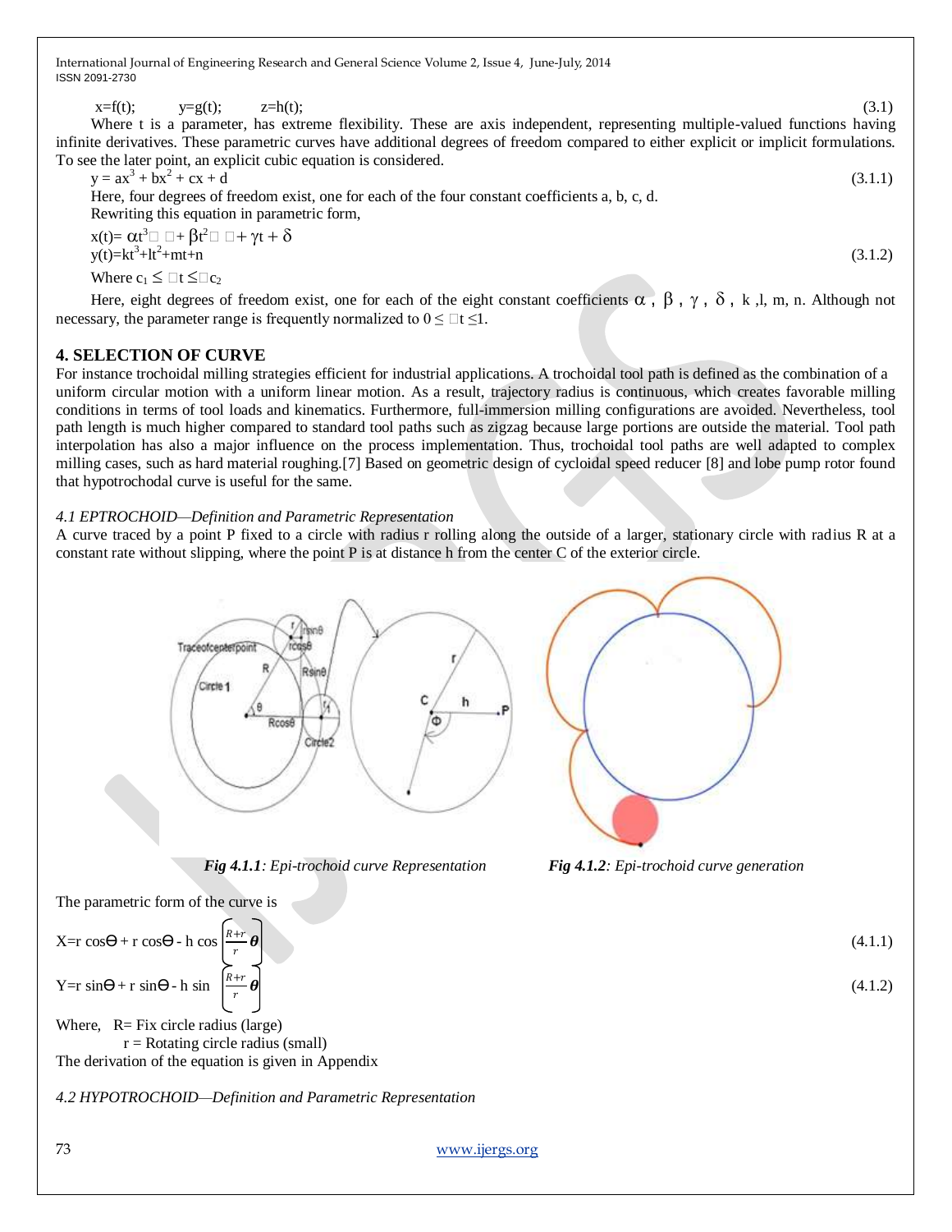$$x=f(t); \qquad y=g(t); \qquad z=h(t); \tag{3.1}$$

Where t is a parameter, has extreme flexibility. These are axis independent, representing multiple-valued functions having infinite derivatives. These parametric curves have additional degrees of freedom compared to either explicit or implicit formulations. To see the later point, an explicit cubic equation is considered.

$$y = ax^3 + bx^2 + cx + d \tag{3.1.1}$$

Here, four degrees of freedom exist, one for each of the four constant coefficients a, b, c, d.

Rewriting this equation in parametric form,

$$x(t)= \alpha t^3 + \beta t^2 + \gamma t + \delta$$

$$y(t)=kt^3+lt^2+mt+n \tag{3.1.2}$$

Where $c_1 \leq t \leq c_2$

Here, eight degrees of freedom exist, one for each of the eight constant coefficients $\alpha$, $\beta$, $\gamma$, $\delta$, k ,l, m, n. Although not necessary, the parameter range is frequently normalized to $0 \leq t \leq 1$.

## 4. SELECTION OF CURVE

For instance trochoidal milling strategies efficient for industrial applications. A trochoidal tool path is defined as the combination of a uniform circular motion with a uniform linear motion. As a result, trajectory radius is continuous, which creates favorable milling conditions in terms of tool loads and kinematics. Furthermore, full-immersion milling configurations are avoided. Nevertheless, tool path length is much higher compared to standard tool paths such as zigzag because large portions are outside the material. Tool path interpolation has also a major influence on the process implementation. Thus, trochoidal tool paths are well adapted to complex milling cases, such as hard material roughing.[7] Based on geometric design of cycloidal speed reducer [8] and lobe pump rotor found that hypotrochodal curve is useful for the same.

*4.1 EPTROCHOID—Definition and Parametric Representation*

A curve traced by a point P fixed to a circle with radius r rolling along the outside of a larger, stationary circle with radius R at a constant rate without slipping, where the point P is at distance h from the center C of the exterior circle.

***Fig 4.1.1**: Epi-trochoid curve Representation*

***Fig 4.1.2**: Epi-trochoid curve generation*

The parametric form of the curve is

$$X=r \cos\Theta + r \cos\Theta - h \cos\left(\frac{R+r}{r}\boldsymbol{\theta}\right) \tag{4.1.1}$$

$$Y=r \sin\Theta + r \sin\Theta - h \sin\left(\frac{R+r}{r}\boldsymbol{\theta}\right) \tag{4.1.2}$$

Where, R= Fix circle radius (large)

r = Rotating circle radius (small)

The derivation of the equation is given in Appendix

*4.2 HYPOTROCHOID—Definition and Parametric Representation*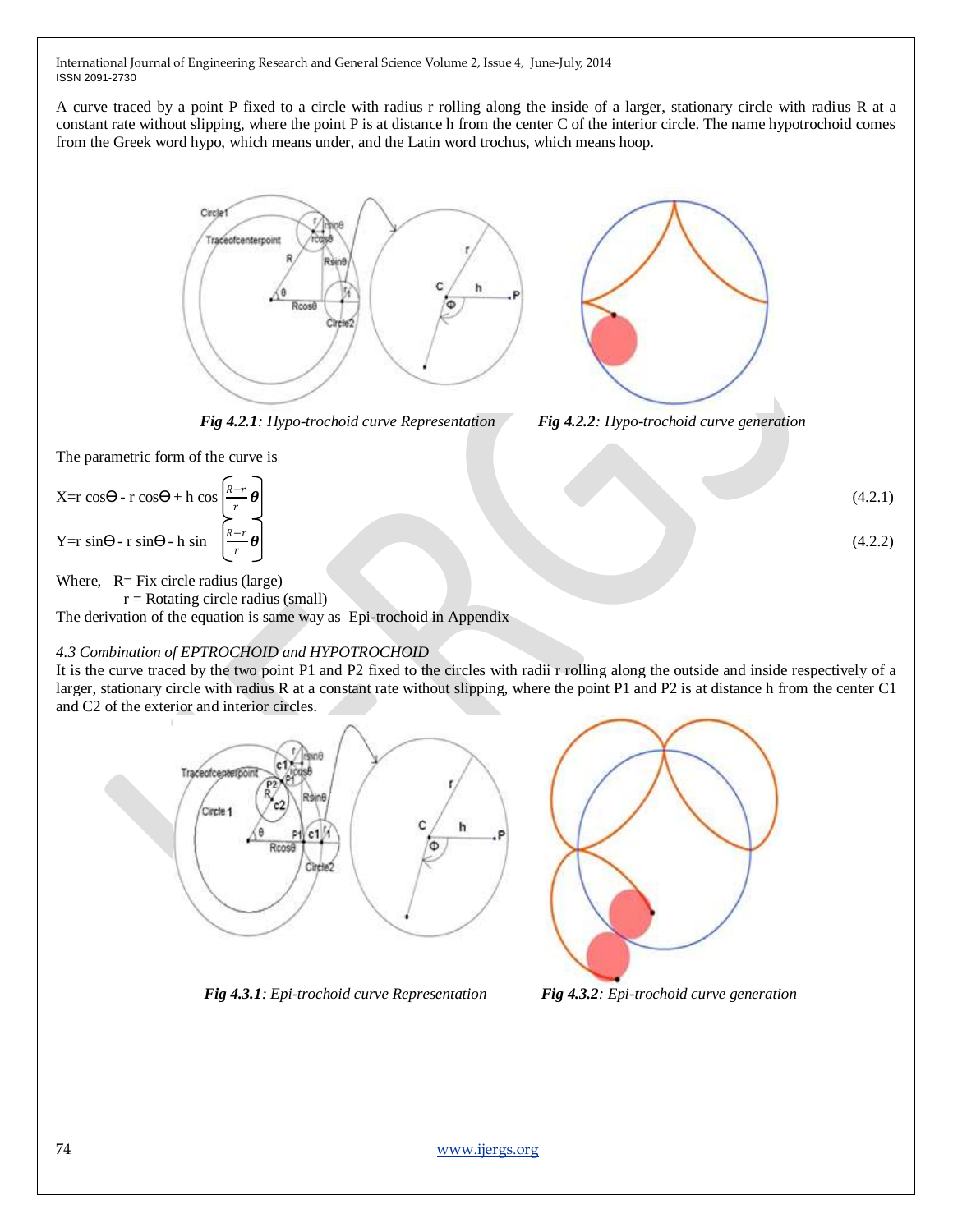A curve traced by a point P fixed to a circle with radius r rolling along the inside of a larger, stationary circle with radius R at a constant rate without slipping, where the point P is at distance h from the center C of the interior circle. The name hypotrochoid comes from the Greek word hypo, which means under, and the Latin word trochus, which means hoop.

***Fig 4.2.1****: Hypo-trochoid curve Representation*

***Fig 4.2.2****: Hypo-trochoid curve generation*

The parametric form of the curve is

$$X = r\cos\Theta - r\cos\Theta + h\cos\left(\frac{R-r}{r}\boldsymbol{\theta}\right) \tag{4.2.1}$$

$$Y = r\sin\Theta - r\sin\Theta - h\sin\left(\frac{R-r}{r}\boldsymbol{\theta}\right) \tag{4.2.2}$$

Where, R= Fix circle radius (large)
r = Rotating circle radius (small)

The derivation of the equation is same way as Epi-trochoid in Appendix

### *4.3 Combination of EPTROCHOID and HYPOTROCHOID*

It is the curve traced by the two point P1 and P2 fixed to the circles with radii r rolling along the outside and inside respectively of a larger, stationary circle with radius R at a constant rate without slipping, where the point P1 and P2 is at distance h from the center C1 and C2 of the exterior and interior circles.

***Fig 4.3.1****: Epi-trochoid curve Representation*

***Fig 4.3.2****: Epi-trochoid curve generation*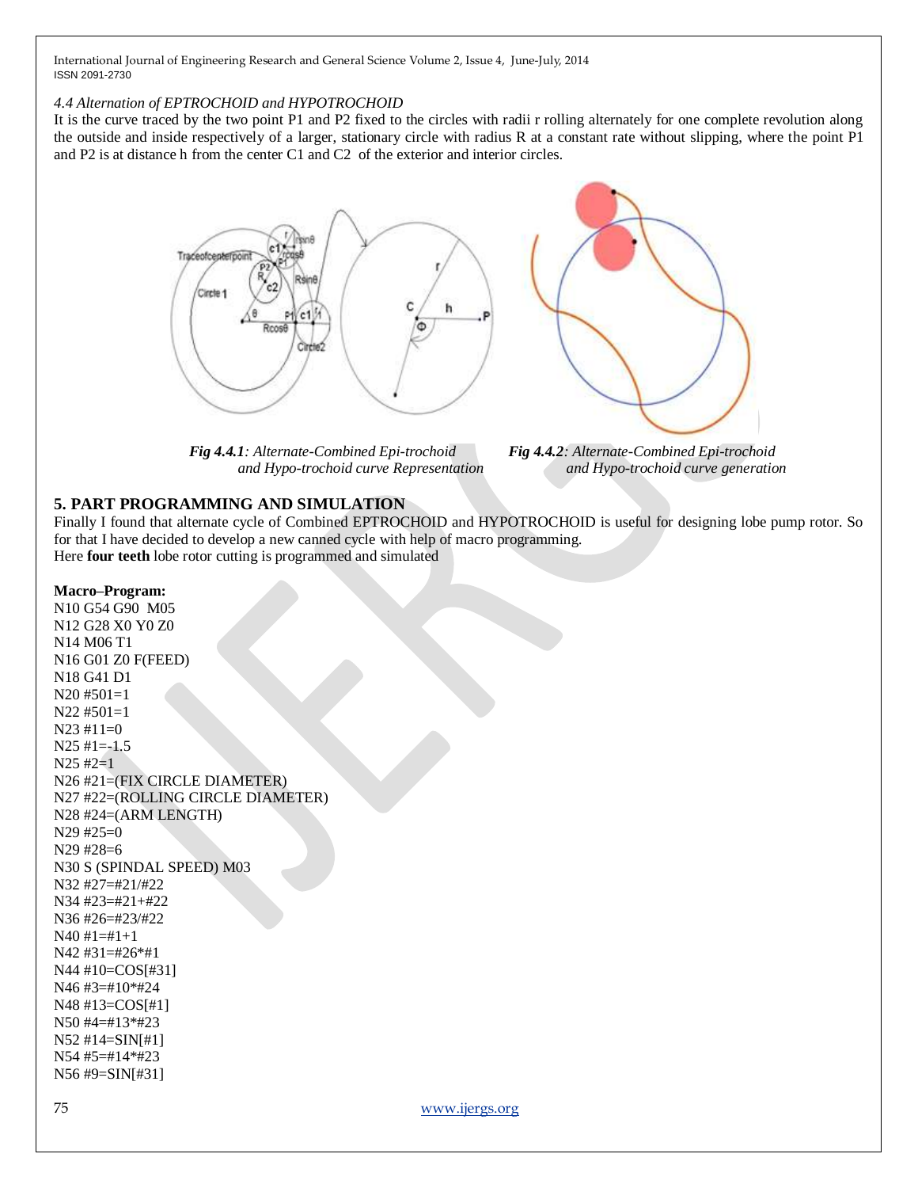### *4.4 Alternation of EPTROCHOID and HYPOTROCHOID*

It is the curve traced by the two point P1 and P2 fixed to the circles with radii r rolling alternately for one complete revolution along the outside and inside respectively of a larger, stationary circle with radius R at a constant rate without slipping, where the point P1 and P2 is at distance h from the center C1 and C2 of the exterior and interior circles.

***Fig 4.4.1**: Alternate-Combined Epi-trochoid and Hypo-trochoid curve Representation*

***Fig 4.4.2**: Alternate-Combined Epi-trochoid and Hypo-trochoid curve generation*

## 5. PART PROGRAMMING AND SIMULATION

Finally I found that alternate cycle of Combined EPTROCHOID and HYPOTROCHOID is useful for designing lobe pump rotor. So for that I have decided to develop a new canned cycle with help of macro programming.

Here **four teeth** lobe rotor cutting is programmed and simulated

**Macro–Program:**

```
N10 G54 G90  M05
N12 G28 X0 Y0 Z0
N14 M06 T1
N16 G01 Z0 F(FEED)
N18 G41 D1
N20 #501=1
N22 #501=1
N23 #11=0
N25 #1=-1.5
N25 #2=1
N26 #21=(FIX CIRCLE DIAMETER)
N27 #22=(ROLLING CIRCLE DIAMETER)
N28 #24=(ARM LENGTH)
N29 #25=0
N29 #28=6
N30 S (SPINDAL SPEED) M03
N32 #27=#21/#22
N34 #23=#21+#22
N36 #26=#23/#22
N40 #1=#1+1
N42 #31=#26*#1
N44 #10=COS[#31]
N46 #3=#10*#24
N48 #13=COS[#1]
N50 #4=#13*#23
N52 #14=SIN[#1]
N54 #5=#14*#23
N56 #9=SIN[#31]
```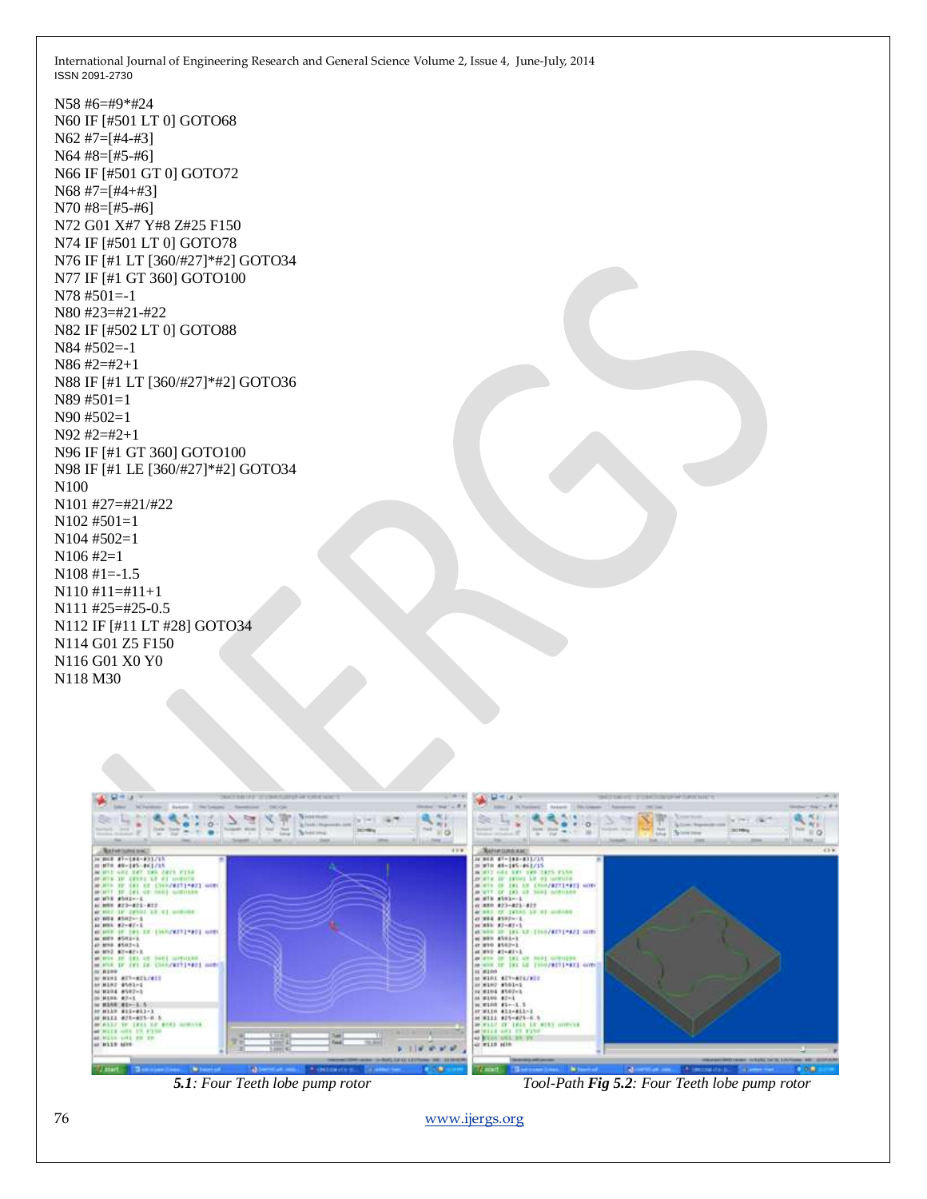```
N58 #6=#9*#24
N60 IF [#501 LT 0] GOTO68
N62 #7=[#4-#3]
N64 #8=[#5-#6]
N66 IF [#501 GT 0] GOTO72
N68 #7=[#4+#3]
N70 #8=[#5-#6]
N72 G01 X#7 Y#8 Z#25 F150
N74 IF [#501 LT 0] GOTO78
N76 IF [#1 LT [360/#27]*#2] GOTO34
N77 IF [#1 GT 360] GOTO100
N78 #501=-1
N80 #23=#21-#22
N82 IF [#502 LT 0] GOTO88
N84 #502=-1
N86 #2=#2+1
N88 IF [#1 LT [360/#27]*#2] GOTO36
N89 #501=1
N90 #502=1
N92 #2=#2+1
N96 IF [#1 GT 360] GOTO100
N98 IF [#1 LE [360/#27]*#2] GOTO34
N100
N101 #27=#21/#22
N102 #501=1
N104 #502=1
N106 #2=1
N108 #1=-1.5
N110 #11=#11+1
N111 #25=#25-0.5
N112 IF [#11 LT #28] GOTO34
N114 G01 Z5 F150
N116 G01 X0 Y0
N118 M30
```

***5.1**: Four Teeth lobe pump rotor* Tool-Path ***Fig 5.2**: Four Teeth lobe pump rotor*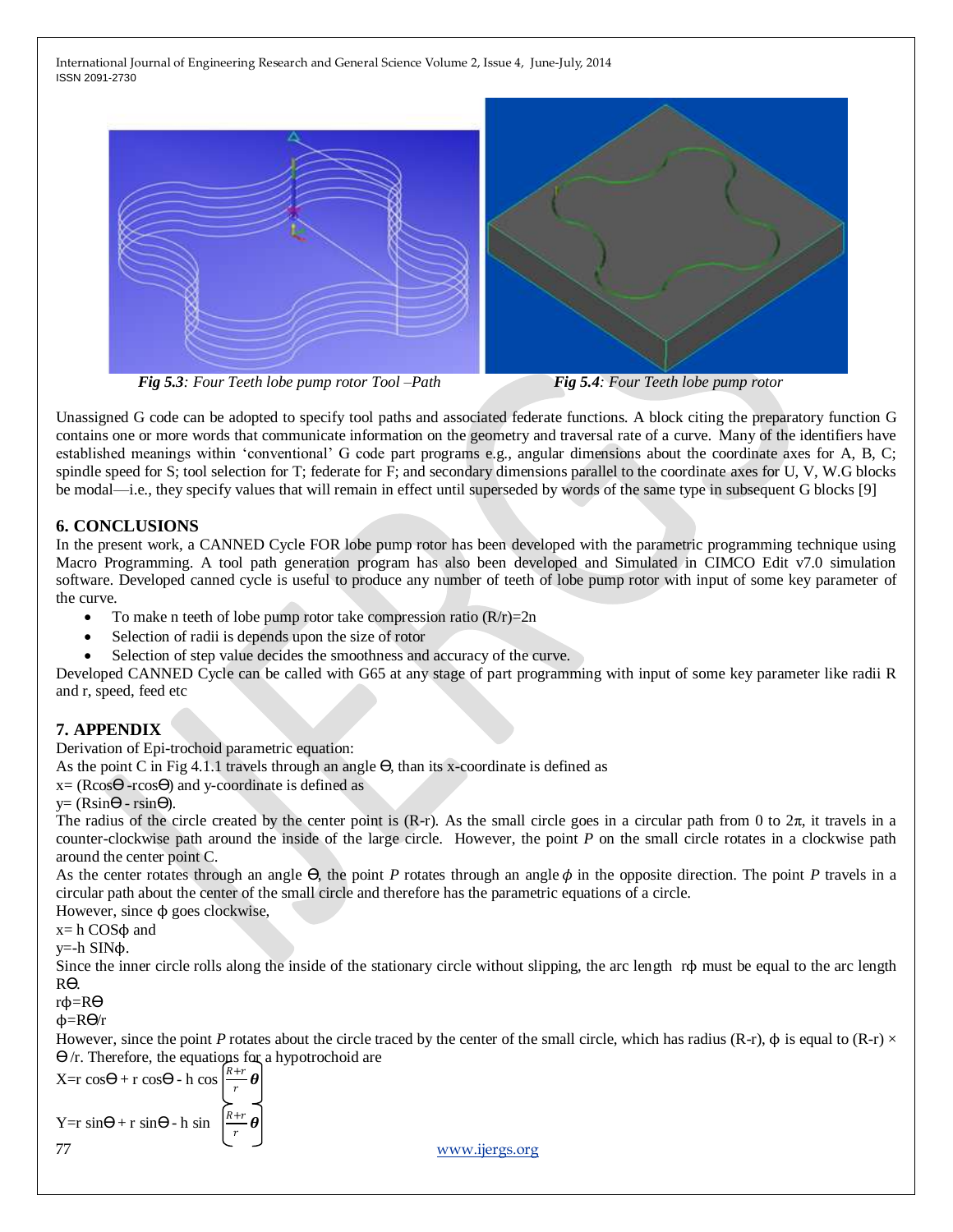*Fig 5.3: Four Teeth lobe pump rotor Tool –Path*

*Fig 5.4: Four Teeth lobe pump rotor*

Unassigned G code can be adopted to specify tool paths and associated federate functions. A block citing the preparatory function G contains one or more words that communicate information on the geometry and traversal rate of a curve. Many of the identifiers have established meanings within 'conventional' G code part programs e.g., angular dimensions about the coordinate axes for A, B, C; spindle speed for S; tool selection for T; federate for F; and secondary dimensions parallel to the coordinate axes for U, V, W.G blocks be modal—i.e., they specify values that will remain in effect until superseded by words of the same type in subsequent G blocks [9]

## 6. CONCLUSIONS

In the present work, a CANNED Cycle FOR lobe pump rotor has been developed with the parametric programming technique using Macro Programming. A tool path generation program has also been developed and Simulated in CIMCO Edit v7.0 simulation software. Developed canned cycle is useful to produce any number of teeth of lobe pump rotor with input of some key parameter of the curve.

- To make n teeth of lobe pump rotor take compression ratio (R/r)=2n
- Selection of radii is depends upon the size of rotor
- Selection of step value decides the smoothness and accuracy of the curve.

Developed CANNED Cycle can be called with G65 at any stage of part programming with input of some key parameter like radii R and r, speed, feed etc

## 7. APPENDIX

Derivation of Epi-trochoid parametric equation:

As the point C in Fig 4.1.1 travels through an angle Ɵ, than its x-coordinate is defined as

$x = (R\cos\theta - r\cos\theta)$ and y-coordinate is defined as

$y = (R\sin\theta - r\sin\theta)$.

The radius of the circle created by the center point is (R-r). As the small circle goes in a circular path from 0 to 2π, it travels in a counter-clockwise path around the inside of the large circle. However, the point *P* on the small circle rotates in a clockwise path around the center point C.

As the center rotates through an angle Ɵ, the point *P* rotates through an angle $\phi$ in the opposite direction. The point *P* travels in a circular path about the center of the small circle and therefore has the parametric equations of a circle.

However, since ϕ goes clockwise,

$x = h\cos\phi$ and

$y = -h\sin\phi$.

Since the inner circle rolls along the inside of the stationary circle without slipping, the arc length rϕ must be equal to the arc length RƟ.

$r\phi = R\theta$

$\phi = R\theta/r$

However, since the point *P* rotates about the circle traced by the center of the small circle, which has radius (R-r), ϕ is equal to (R-r) × Ɵ /r. Therefore, the equations for a hypotrochoid are

$$X = r\cos\theta + r\cos\theta - h\cos\left(\frac{R+r}{r}\theta\right)$$

$$Y = r\sin\theta + r\sin\theta - h\sin\left(\frac{R+r}{r}\theta\right)$$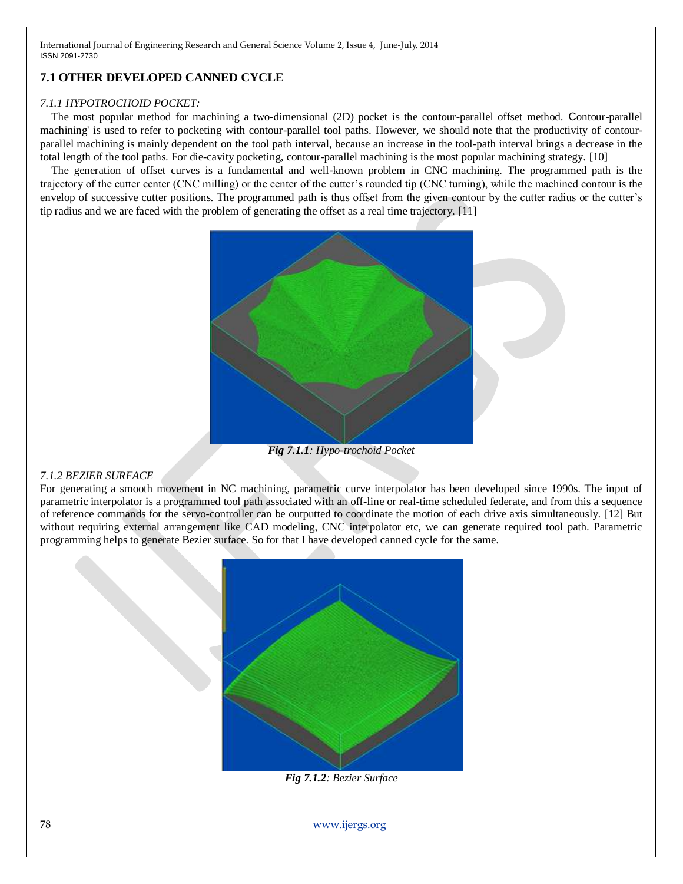## 7.1 OTHER DEVELOPED CANNED CYCLE

### *7.1.1 HYPOTROCHOID POCKET:*

The most popular method for machining a two-dimensional (2D) pocket is the contour-parallel offset method. Contour-parallel machining' is used to refer to pocketing with contour-parallel tool paths. However, we should note that the productivity of contour-parallel machining is mainly dependent on the tool path interval, because an increase in the tool-path interval brings a decrease in the total length of the tool paths. For die-cavity pocketing, contour-parallel machining is the most popular machining strategy. [10]

The generation of offset curves is a fundamental and well-known problem in CNC machining. The programmed path is the trajectory of the cutter center (CNC milling) or the center of the cutter's rounded tip (CNC turning), while the machined contour is the envelop of successive cutter positions. The programmed path is thus offset from the given contour by the cutter radius or the cutter's tip radius and we are faced with the problem of generating the offset as a real time trajectory. [11]

***Fig 7.1.1****: Hypo-trochoid Pocket*

### *7.1.2 BEZIER SURFACE*

For generating a smooth movement in NC machining, parametric curve interpolator has been developed since 1990s. The input of parametric interpolator is a programmed tool path associated with an off-line or real-time scheduled federate, and from this a sequence of reference commands for the servo-controller can be outputted to coordinate the motion of each drive axis simultaneously. [12] But without requiring external arrangement like CAD modeling, CNC interpolator etc, we can generate required tool path. Parametric programming helps to generate Bezier surface. So for that I have developed canned cycle for the same.

***Fig 7.1.2****: Bezier Surface*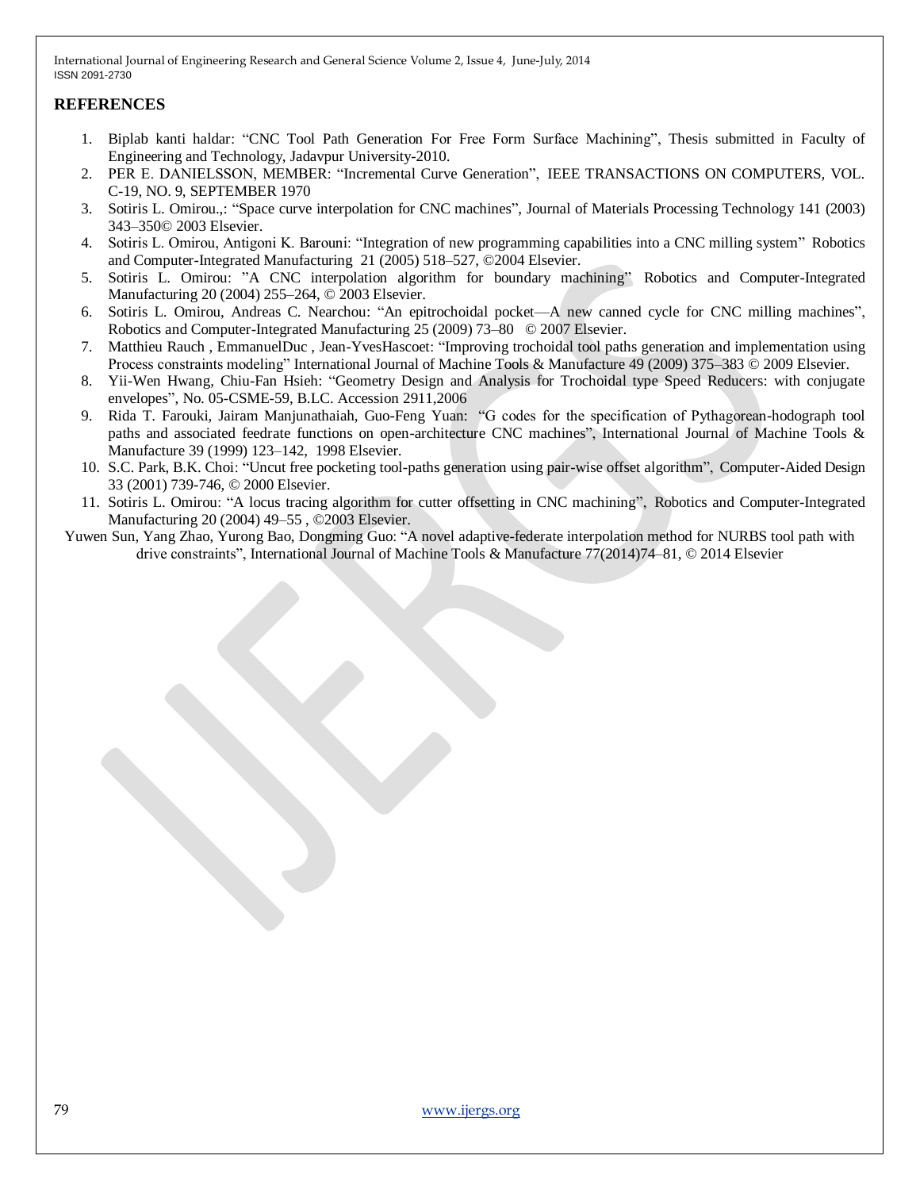## REFERENCES

1. Biplab kanti haldar: "CNC Tool Path Generation For Free Form Surface Machining", Thesis submitted in Faculty of Engineering and Technology, Jadavpur University-2010.
2. PER E. DANIELSSON, MEMBER: "Incremental Curve Generation", IEEE TRANSACTIONS ON COMPUTERS, VOL. C-19, NO. 9, SEPTEMBER 1970
3. Sotiris L. Omirou.,: "Space curve interpolation for CNC machines", Journal of Materials Processing Technology 141 (2003) 343–350© 2003 Elsevier.
4. Sotiris L. Omirou, Antigoni K. Barouni: "Integration of new programming capabilities into a CNC milling system" Robotics and Computer-Integrated Manufacturing 21 (2005) 518–527, ©2004 Elsevier.
5. Sotiris L. Omirou: "A CNC interpolation algorithm for boundary machining" Robotics and Computer-Integrated Manufacturing 20 (2004) 255–264, © 2003 Elsevier.
6. Sotiris L. Omirou, Andreas C. Nearchou: "An epitrochoidal pocket—A new canned cycle for CNC milling machines", Robotics and Computer-Integrated Manufacturing 25 (2009) 73–80 © 2007 Elsevier.
7. Matthieu Rauch , EmmanuelDuc , Jean-YvesHascoet: "Improving trochoidal tool paths generation and implementation using Process constraints modeling" International Journal of Machine Tools & Manufacture 49 (2009) 375–383 © 2009 Elsevier.
8. Yii-Wen Hwang, Chiu-Fan Hsieh: "Geometry Design and Analysis for Trochoidal type Speed Reducers: with conjugate envelopes", No. 05-CSME-59, B.LC. Accession 2911,2006
9. Rida T. Farouki, Jairam Manjunathaiah, Guo-Feng Yuan: "G codes for the specification of Pythagorean-hodograph tool paths and associated feedrate functions on open-architecture CNC machines", International Journal of Machine Tools & Manufacture 39 (1999) 123–142, 1998 Elsevier.
10. S.C. Park, B.K. Choi: "Uncut free pocketing tool-paths generation using pair-wise offset algorithm", Computer-Aided Design 33 (2001) 739-746, © 2000 Elsevier.
11. Sotiris L. Omirou: "A locus tracing algorithm for cutter offsetting in CNC machining", Robotics and Computer-Integrated Manufacturing 20 (2004) 49–55 , ©2003 Elsevier.

Yuwen Sun, Yang Zhao, Yurong Bao, Dongming Guo: "A novel adaptive-federate interpolation method for NURBS tool path with drive constraints", International Journal of Machine Tools & Manufacture 77(2014)74–81, © 2014 Elsevier